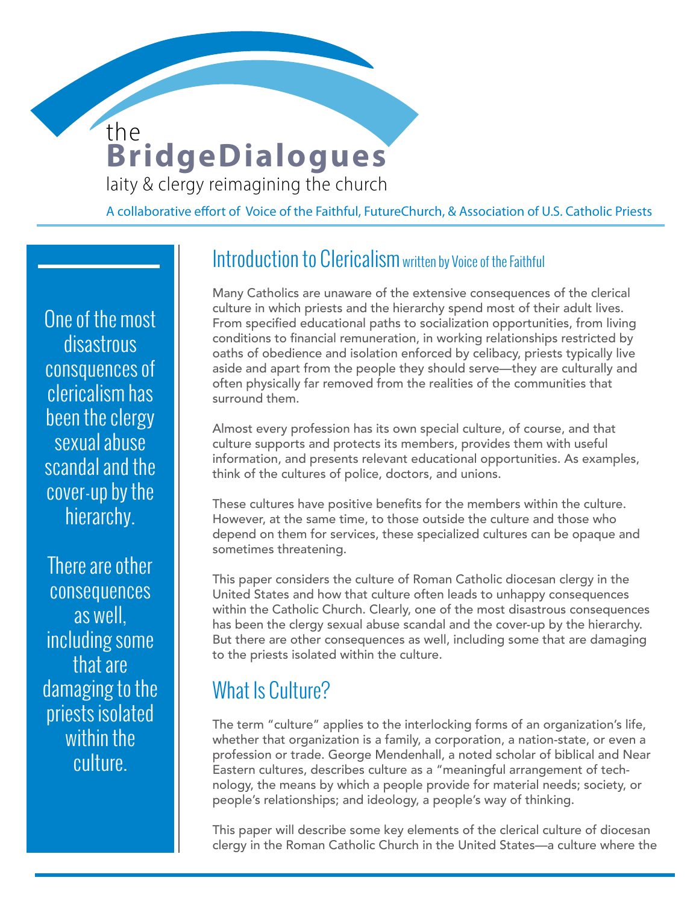# the BridgeDialogues

laity & clergy reimagining the church

A collaborative effort of Voice of the Faithful, FutureChurch, & Association of U.S. Catholic Priests

> One of the most disastrous consquences of clericalism has been the clergy sexual abuse scandal and the cover-up by the hierarchy.
>
> There are other consequences as well, including some that are damaging to the priests isolated within the culture.

## Introduction to Clericalism written by Voice of the Faithful

Many Catholics are unaware of the extensive consequences of the clerical culture in which priests and the hierarchy spend most of their adult lives. From specified educational paths to socialization opportunities, from living conditions to financial remuneration, in working relationships restricted by oaths of obedience and isolation enforced by celibacy, priests typically live aside and apart from the people they should serve—they are culturally and often physically far removed from the realities of the communities that surround them.

Almost every profession has its own special culture, of course, and that culture supports and protects its members, provides them with useful information, and presents relevant educational opportunities. As examples, think of the cultures of police, doctors, and unions.

These cultures have positive benefits for the members within the culture. However, at the same time, to those outside the culture and those who depend on them for services, these specialized cultures can be opaque and sometimes threatening.

This paper considers the culture of Roman Catholic diocesan clergy in the United States and how that culture often leads to unhappy consequences within the Catholic Church. Clearly, one of the most disastrous consequences has been the clergy sexual abuse scandal and the cover-up by the hierarchy. But there are other consequences as well, including some that are damaging to the priests isolated within the culture.

## What Is Culture?

The term "culture" applies to the interlocking forms of an organization's life, whether that organization is a family, a corporation, a nation-state, or even a profession or trade. George Mendenhall, a noted scholar of biblical and Near Eastern cultures, describes culture as a "meaningful arrangement of technology, the means by which a people provide for material needs; society, or people's relationships; and ideology, a people's way of thinking.

This paper will describe some key elements of the clerical culture of diocesan clergy in the Roman Catholic Church in the United States—a culture where the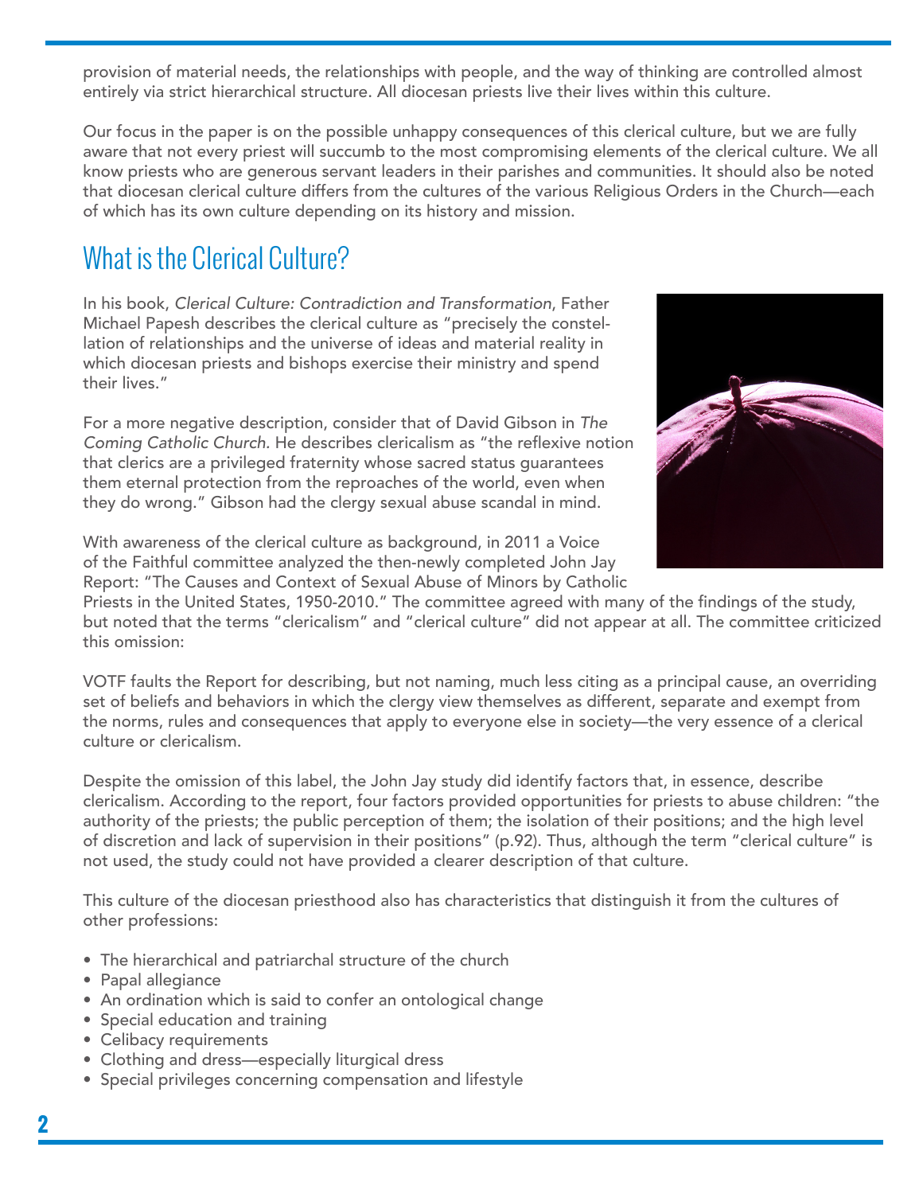provision of material needs, the relationships with people, and the way of thinking are controlled almost entirely via strict hierarchical structure. All diocesan priests live their lives within this culture.

Our focus in the paper is on the possible unhappy consequences of this clerical culture, but we are fully aware that not every priest will succumb to the most compromising elements of the clerical culture. We all know priests who are generous servant leaders in their parishes and communities. It should also be noted that diocesan clerical culture differs from the cultures of the various Religious Orders in the Church—each of which has its own culture depending on its history and mission.

## What is the Clerical Culture?

In his book, *Clerical Culture: Contradiction and Transformation*, Father Michael Papesh describes the clerical culture as "precisely the constellation of relationships and the universe of ideas and material reality in which diocesan priests and bishops exercise their ministry and spend their lives."

For a more negative description, consider that of David Gibson in *The Coming Catholic Church.* He describes clericalism as "the reflexive notion that clerics are a privileged fraternity whose sacred status guarantees them eternal protection from the reproaches of the world, even when they do wrong." Gibson had the clergy sexual abuse scandal in mind.

With awareness of the clerical culture as background, in 2011 a Voice of the Faithful committee analyzed the then-newly completed John Jay Report: "The Causes and Context of Sexual Abuse of Minors by Catholic Priests in the United States, 1950-2010." The committee agreed with many of the findings of the study, but noted that the terms "clericalism" and "clerical culture" did not appear at all. The committee criticized this omission:

VOTF faults the Report for describing, but not naming, much less citing as a principal cause, an overriding set of beliefs and behaviors in which the clergy view themselves as different, separate and exempt from the norms, rules and consequences that apply to everyone else in society—the very essence of a clerical culture or clericalism.

Despite the omission of this label, the John Jay study did identify factors that, in essence, describe clericalism. According to the report, four factors provided opportunities for priests to abuse children: "the authority of the priests; the public perception of them; the isolation of their positions; and the high level of discretion and lack of supervision in their positions" (p.92). Thus, although the term "clerical culture" is not used, the study could not have provided a clearer description of that culture.

This culture of the diocesan priesthood also has characteristics that distinguish it from the cultures of other professions:

- The hierarchical and patriarchal structure of the church
- Papal allegiance
- An ordination which is said to confer an ontological change
- Special education and training
- Celibacy requirements
- Clothing and dress—especially liturgical dress
- Special privileges concerning compensation and lifestyle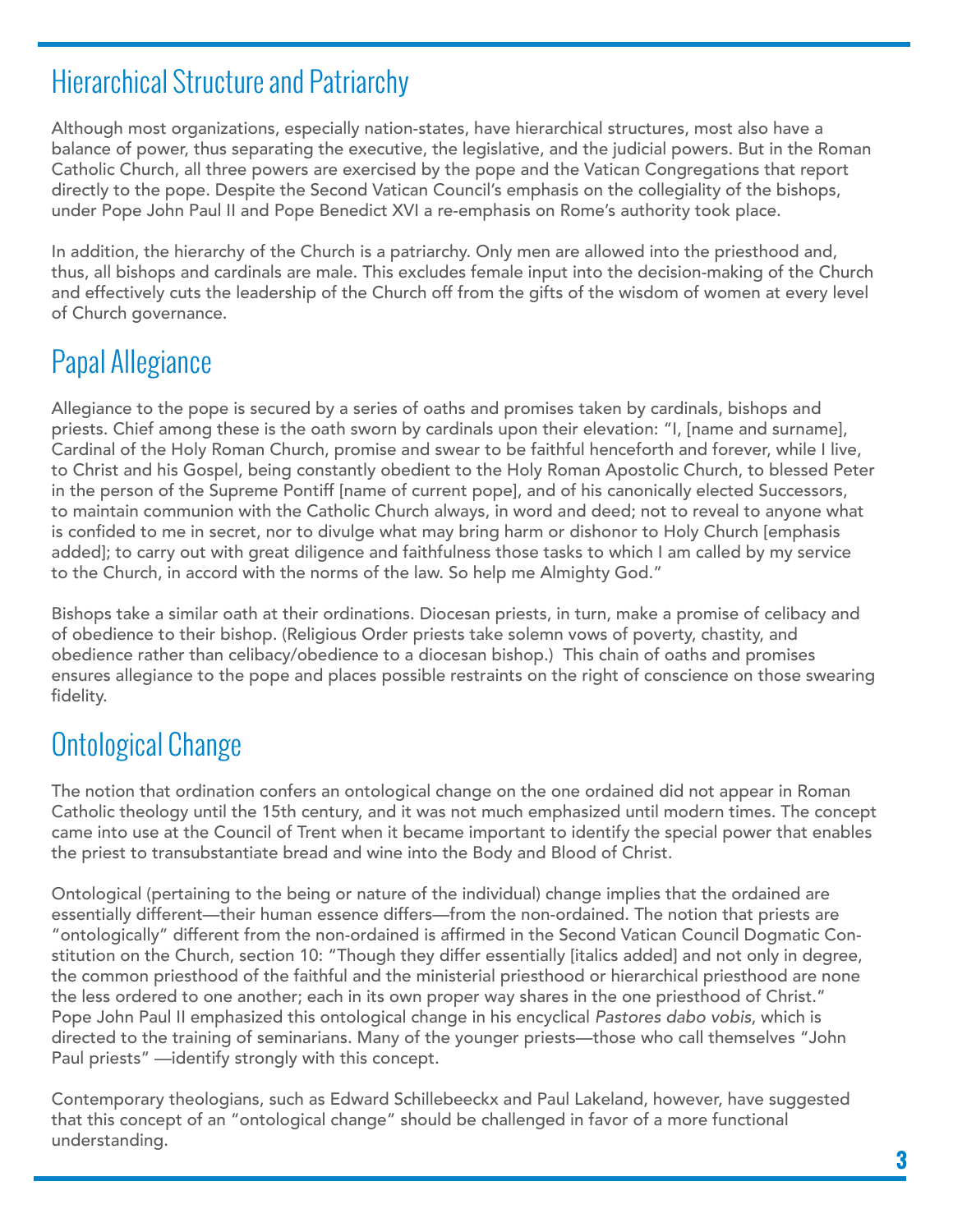## Hierarchical Structure and Patriarchy

Although most organizations, especially nation-states, have hierarchical structures, most also have a balance of power, thus separating the executive, the legislative, and the judicial powers. But in the Roman Catholic Church, all three powers are exercised by the pope and the Vatican Congregations that report directly to the pope. Despite the Second Vatican Council's emphasis on the collegiality of the bishops, under Pope John Paul II and Pope Benedict XVI a re-emphasis on Rome's authority took place.

In addition, the hierarchy of the Church is a patriarchy. Only men are allowed into the priesthood and, thus, all bishops and cardinals are male. This excludes female input into the decision-making of the Church and effectively cuts the leadership of the Church off from the gifts of the wisdom of women at every level of Church governance.

## Papal Allegiance

Allegiance to the pope is secured by a series of oaths and promises taken by cardinals, bishops and priests. Chief among these is the oath sworn by cardinals upon their elevation: "I, [name and surname], Cardinal of the Holy Roman Church, promise and swear to be faithful henceforth and forever, while I live, to Christ and his Gospel, being constantly obedient to the Holy Roman Apostolic Church, to blessed Peter in the person of the Supreme Pontiff [name of current pope], and of his canonically elected Successors, to maintain communion with the Catholic Church always, in word and deed; not to reveal to anyone what is confided to me in secret, nor to divulge what may bring harm or dishonor to Holy Church [emphasis added]; to carry out with great diligence and faithfulness those tasks to which I am called by my service to the Church, in accord with the norms of the law. So help me Almighty God."

Bishops take a similar oath at their ordinations. Diocesan priests, in turn, make a promise of celibacy and of obedience to their bishop. (Religious Order priests take solemn vows of poverty, chastity, and obedience rather than celibacy/obedience to a diocesan bishop.) This chain of oaths and promises ensures allegiance to the pope and places possible restraints on the right of conscience on those swearing fidelity.

## Ontological Change

The notion that ordination confers an ontological change on the one ordained did not appear in Roman Catholic theology until the 15th century, and it was not much emphasized until modern times. The concept came into use at the Council of Trent when it became important to identify the special power that enables the priest to transubstantiate bread and wine into the Body and Blood of Christ.

Ontological (pertaining to the being or nature of the individual) change implies that the ordained are essentially different—their human essence differs—from the non-ordained. The notion that priests are "ontologically" different from the non-ordained is affirmed in the Second Vatican Council Dogmatic Constitution on the Church, section 10: "Though they differ essentially [italics added] and not only in degree, the common priesthood of the faithful and the ministerial priesthood or hierarchical priesthood are none the less ordered to one another; each in its own proper way shares in the one priesthood of Christ." Pope John Paul II emphasized this ontological change in his encyclical *Pastores dabo vobis*, which is directed to the training of seminarians. Many of the younger priests—those who call themselves "John Paul priests" —identify strongly with this concept.

Contemporary theologians, such as Edward Schillebeeckx and Paul Lakeland, however, have suggested that this concept of an "ontological change" should be challenged in favor of a more functional understanding.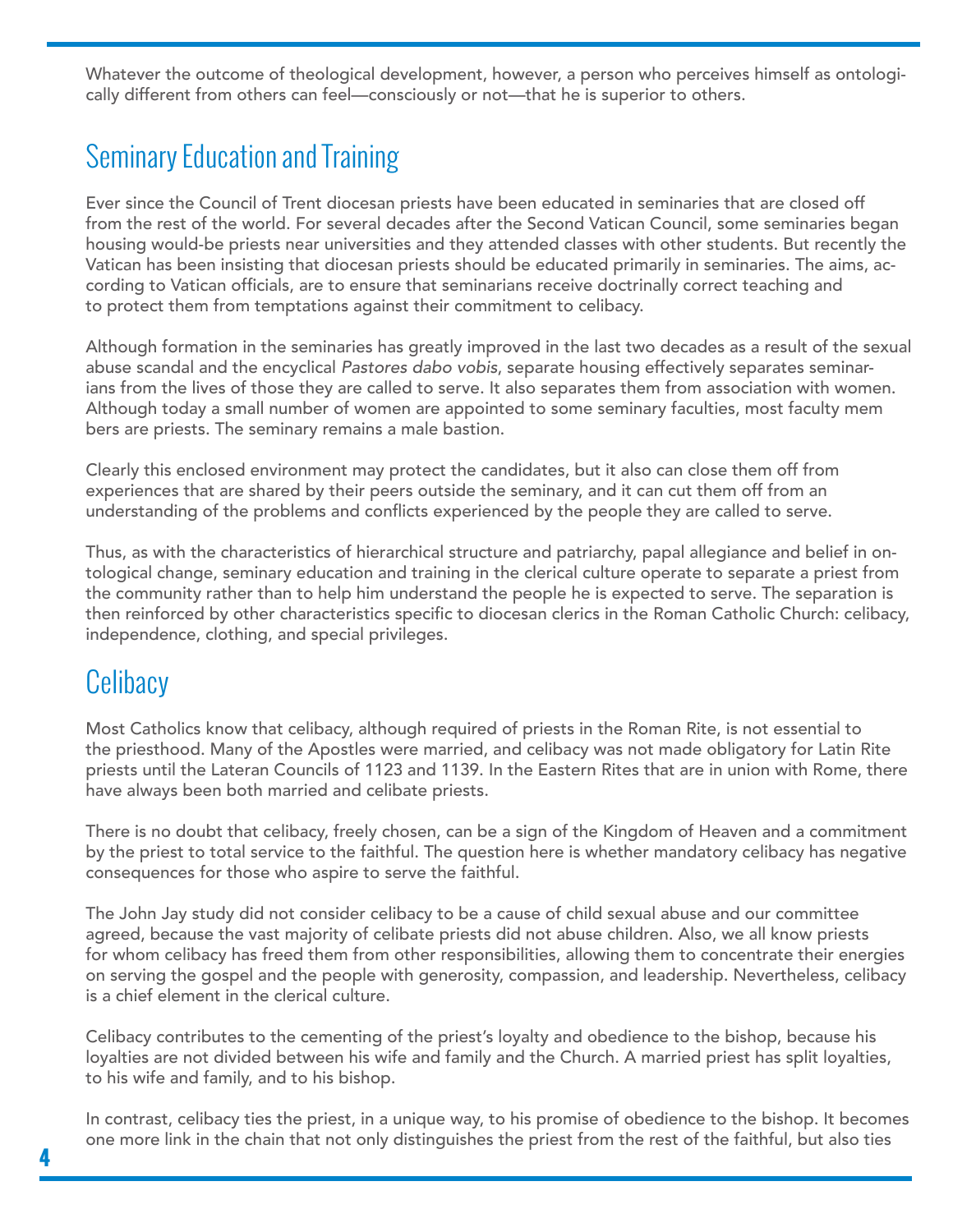Whatever the outcome of theological development, however, a person who perceives himself as ontologically different from others can feel—consciously or not—that he is superior to others.

## Seminary Education and Training

Ever since the Council of Trent diocesan priests have been educated in seminaries that are closed off from the rest of the world. For several decades after the Second Vatican Council, some seminaries began housing would-be priests near universities and they attended classes with other students. But recently the Vatican has been insisting that diocesan priests should be educated primarily in seminaries. The aims, according to Vatican officials, are to ensure that seminarians receive doctrinally correct teaching and to protect them from temptations against their commitment to celibacy.

Although formation in the seminaries has greatly improved in the last two decades as a result of the sexual abuse scandal and the encyclical *Pastores dabo vobis*, separate housing effectively separates seminarians from the lives of those they are called to serve. It also separates them from association with women. Although today a small number of women are appointed to some seminary faculties, most faculty members are priests. The seminary remains a male bastion.

Clearly this enclosed environment may protect the candidates, but it also can close them off from experiences that are shared by their peers outside the seminary, and it can cut them off from an understanding of the problems and conflicts experienced by the people they are called to serve.

Thus, as with the characteristics of hierarchical structure and patriarchy, papal allegiance and belief in ontological change, seminary education and training in the clerical culture operate to separate a priest from the community rather than to help him understand the people he is expected to serve. The separation is then reinforced by other characteristics specific to diocesan clerics in the Roman Catholic Church: celibacy, independence, clothing, and special privileges.

## Celibacy

Most Catholics know that celibacy, although required of priests in the Roman Rite, is not essential to the priesthood. Many of the Apostles were married, and celibacy was not made obligatory for Latin Rite priests until the Lateran Councils of 1123 and 1139. In the Eastern Rites that are in union with Rome, there have always been both married and celibate priests.

There is no doubt that celibacy, freely chosen, can be a sign of the Kingdom of Heaven and a commitment by the priest to total service to the faithful. The question here is whether mandatory celibacy has negative consequences for those who aspire to serve the faithful.

The John Jay study did not consider celibacy to be a cause of child sexual abuse and our committee agreed, because the vast majority of celibate priests did not abuse children. Also, we all know priests for whom celibacy has freed them from other responsibilities, allowing them to concentrate their energies on serving the gospel and the people with generosity, compassion, and leadership. Nevertheless, celibacy is a chief element in the clerical culture.

Celibacy contributes to the cementing of the priest's loyalty and obedience to the bishop, because his loyalties are not divided between his wife and family and the Church. A married priest has split loyalties, to his wife and family, and to his bishop.

In contrast, celibacy ties the priest, in a unique way, to his promise of obedience to the bishop. It becomes one more link in the chain that not only distinguishes the priest from the rest of the faithful, but also ties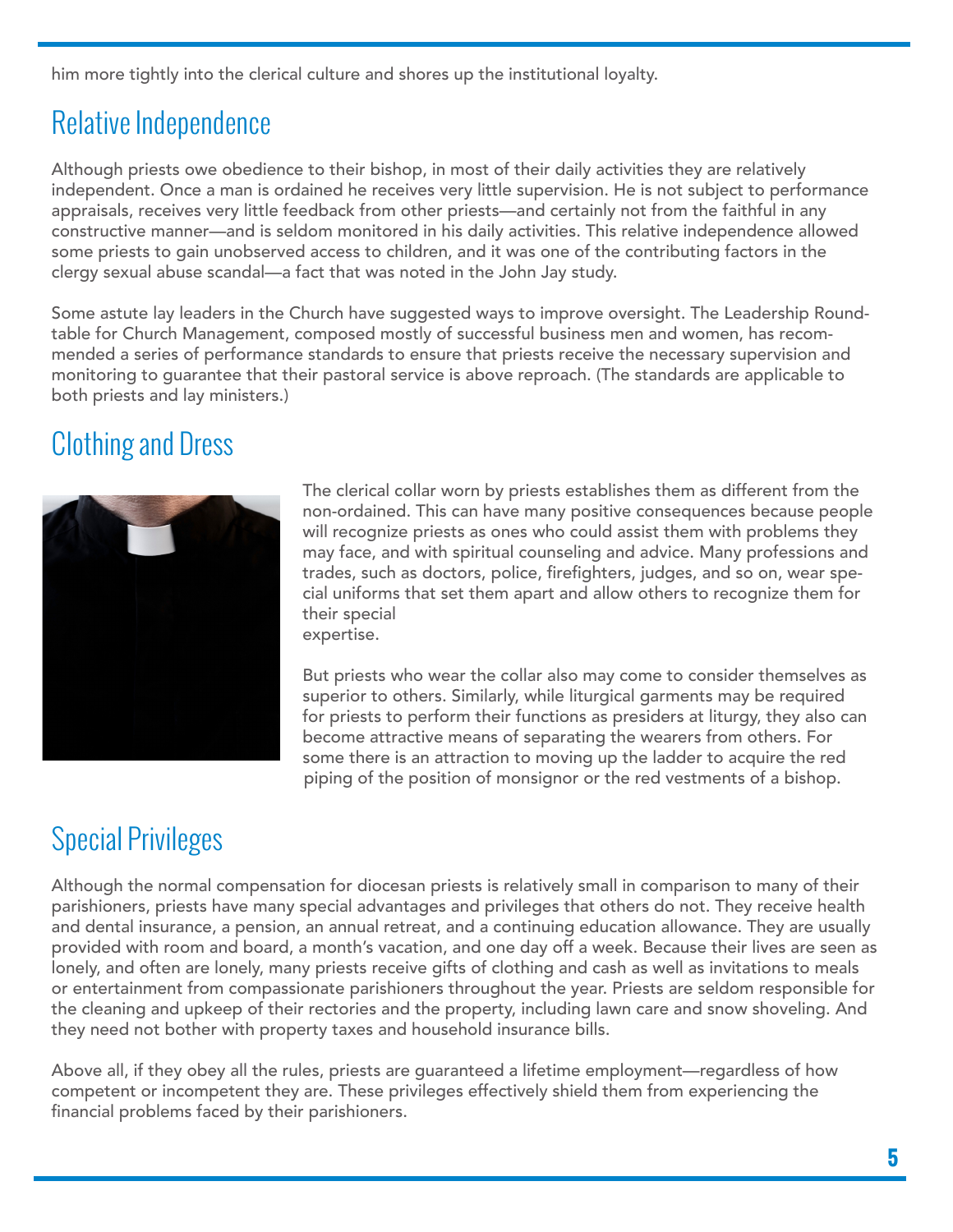him more tightly into the clerical culture and shores up the institutional loyalty.

## Relative Independence

Although priests owe obedience to their bishop, in most of their daily activities they are relatively independent. Once a man is ordained he receives very little supervision. He is not subject to performance appraisals, receives very little feedback from other priests—and certainly not from the faithful in any constructive manner—and is seldom monitored in his daily activities. This relative independence allowed some priests to gain unobserved access to children, and it was one of the contributing factors in the clergy sexual abuse scandal—a fact that was noted in the John Jay study.

Some astute lay leaders in the Church have suggested ways to improve oversight. The Leadership Roundtable for Church Management, composed mostly of successful business men and women, has recommended a series of performance standards to ensure that priests receive the necessary supervision and monitoring to guarantee that their pastoral service is above reproach. (The standards are applicable to both priests and lay ministers.)

## Clothing and Dress

The clerical collar worn by priests establishes them as different from the non-ordained. This can have many positive consequences because people will recognize priests as ones who could assist them with problems they may face, and with spiritual counseling and advice. Many professions and trades, such as doctors, police, firefighters, judges, and so on, wear special uniforms that set them apart and allow others to recognize them for their special expertise.

But priests who wear the collar also may come to consider themselves as superior to others. Similarly, while liturgical garments may be required for priests to perform their functions as presiders at liturgy, they also can become attractive means of separating the wearers from others. For some there is an attraction to moving up the ladder to acquire the red piping of the position of monsignor or the red vestments of a bishop.

## Special Privileges

Although the normal compensation for diocesan priests is relatively small in comparison to many of their parishioners, priests have many special advantages and privileges that others do not. They receive health and dental insurance, a pension, an annual retreat, and a continuing education allowance. They are usually provided with room and board, a month's vacation, and one day off a week. Because their lives are seen as lonely, and often are lonely, many priests receive gifts of clothing and cash as well as invitations to meals or entertainment from compassionate parishioners throughout the year. Priests are seldom responsible for the cleaning and upkeep of their rectories and the property, including lawn care and snow shoveling. And they need not bother with property taxes and household insurance bills.

Above all, if they obey all the rules, priests are guaranteed a lifetime employment—regardless of how competent or incompetent they are. These privileges effectively shield them from experiencing the financial problems faced by their parishioners.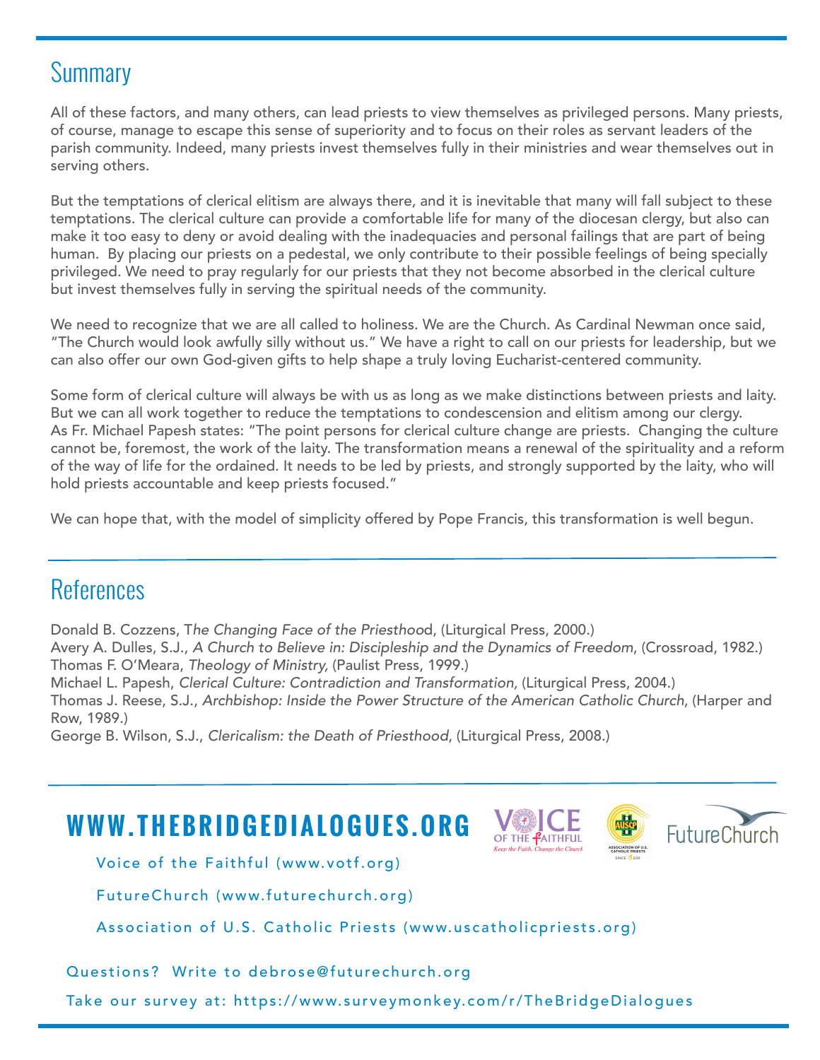## Summary

All of these factors, and many others, can lead priests to view themselves as privileged persons. Many priests, of course, manage to escape this sense of superiority and to focus on their roles as servant leaders of the parish community. Indeed, many priests invest themselves fully in their ministries and wear themselves out in serving others.

But the temptations of clerical elitism are always there, and it is inevitable that many will fall subject to these temptations. The clerical culture can provide a comfortable life for many of the diocesan clergy, but also can make it too easy to deny or avoid dealing with the inadequacies and personal failings that are part of being human. By placing our priests on a pedestal, we only contribute to their possible feelings of being specially privileged. We need to pray regularly for our priests that they not become absorbed in the clerical culture but invest themselves fully in serving the spiritual needs of the community.

We need to recognize that we are all called to holiness. We are the Church. As Cardinal Newman once said, "The Church would look awfully silly without us." We have a right to call on our priests for leadership, but we can also offer our own God-given gifts to help shape a truly loving Eucharist-centered community.

Some form of clerical culture will always be with us as long as we make distinctions between priests and laity. But we can all work together to reduce the temptations to condescension and elitism among our clergy. As Fr. Michael Papesh states: "The point persons for clerical culture change are priests. Changing the culture cannot be, foremost, the work of the laity. The transformation means a renewal of the spirituality and a reform of the way of life for the ordained. It needs to be led by priests, and strongly supported by the laity, who will hold priests accountable and keep priests focused."

We can hope that, with the model of simplicity offered by Pope Francis, this transformation is well begun.

## References

Donald B. Cozzens, *The Changing Face of the Priesthood*, (Liturgical Press, 2000.)
Avery A. Dulles, S.J., *A Church to Believe in: Discipleship and the Dynamics of Freedom*, (Crossroad, 1982.)
Thomas F. O'Meara, *Theology of Ministry*, (Paulist Press, 1999.)
Michael L. Papesh, *Clerical Culture: Contradiction and Transformation*, (Liturgical Press, 2004.)
Thomas J. Reese, S.J., *Archbishop: Inside the Power Structure of the American Catholic Church*, (Harper and Row, 1989.)
George B. Wilson, S.J., *Clericalism: the Death of Priesthood*, (Liturgical Press, 2008.)

**WWW.THEBRIDGEDIALOGUES.ORG**

Voice of the Faithful (www.votf.org)

FutureChurch (www.futurechurch.org)

Association of U.S. Catholic Priests (www.uscatholicpriests.org)

Questions? Write to debrose@futurechurch.org

Take our survey at: https://www.surveymonkey.com/r/TheBridgeDialogues